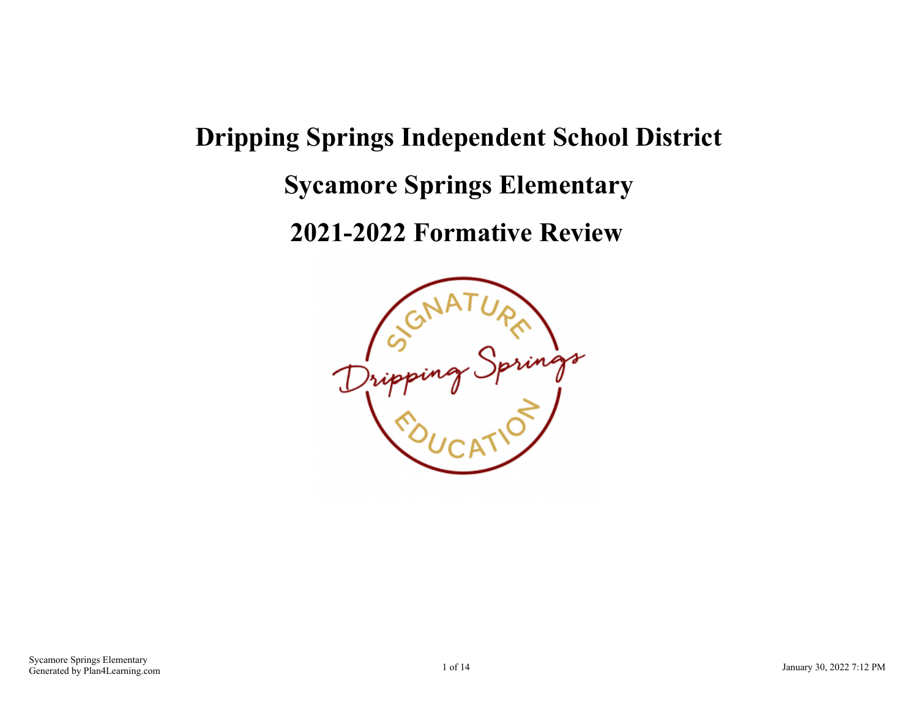# Dripping Springs Independent School District

# Sycamore Springs Elementary

# 2021-2022 Formative Review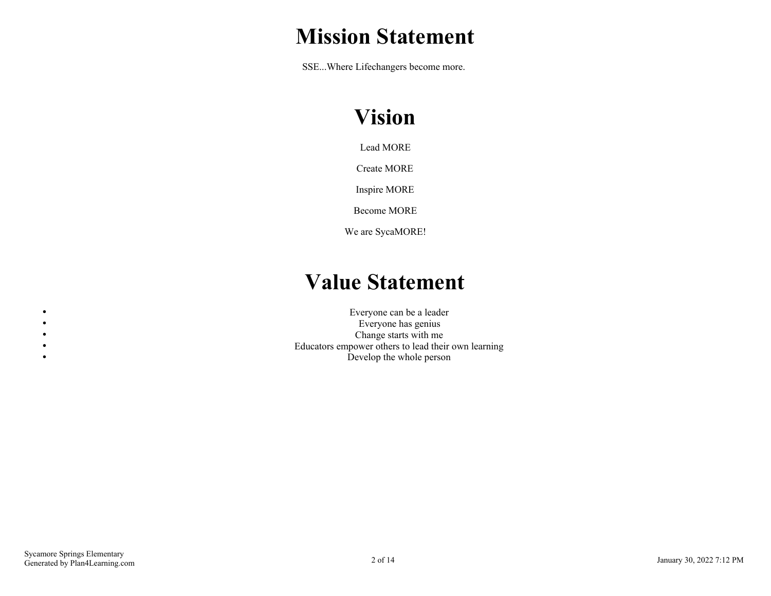# Mission Statement

SSE...Where Lifechangers become more.

# Vision

Lead MORE

Create MORE

Inspire MORE

Become MORE

We are SycaMORE!

# Value Statement

- Everyone can be a leader
- Everyone has genius
- Change starts with me
- Educators empower others to lead their own learning
- Develop the whole person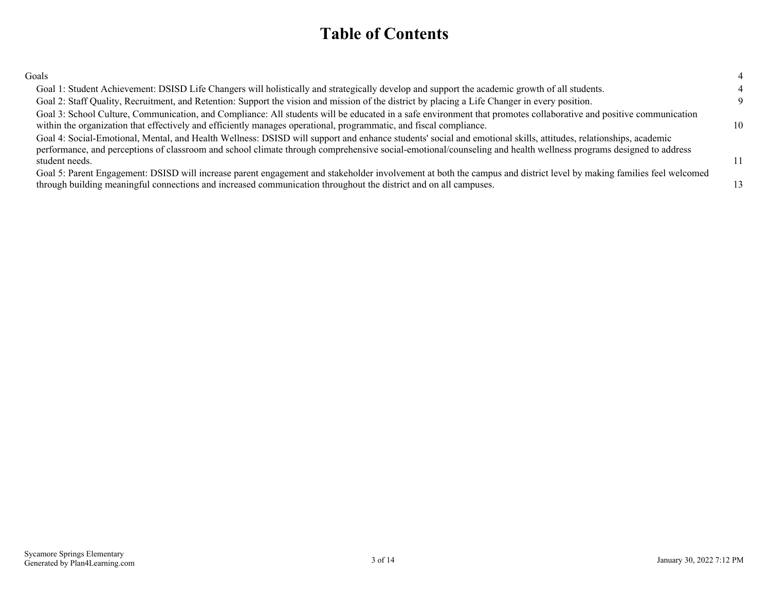# Table of Contents

| | |
|---|---|
| Goals | 4 |
| Goal 1: Student Achievement: DSISD Life Changers will holistically and strategically develop and support the academic growth of all students. | 4 |
| Goal 2: Staff Quality, Recruitment, and Retention: Support the vision and mission of the district by placing a Life Changer in every position. | 9 |
| Goal 3: School Culture, Communication, and Compliance: All students will be educated in a safe environment that promotes collaborative and positive communication within the organization that effectively and efficiently manages operational, programmatic, and fiscal compliance. | 10 |
| Goal 4: Social-Emotional, Mental, and Health Wellness: DSISD will support and enhance students' social and emotional skills, attitudes, relationships, academic performance, and perceptions of classroom and school climate through comprehensive social-emotional/counseling and health wellness programs designed to address student needs. | 11 |
| Goal 5: Parent Engagement: DSISD will increase parent engagement and stakeholder involvement at both the campus and district level by making families feel welcomed through building meaningful connections and increased communication throughout the district and on all campuses. | 13 |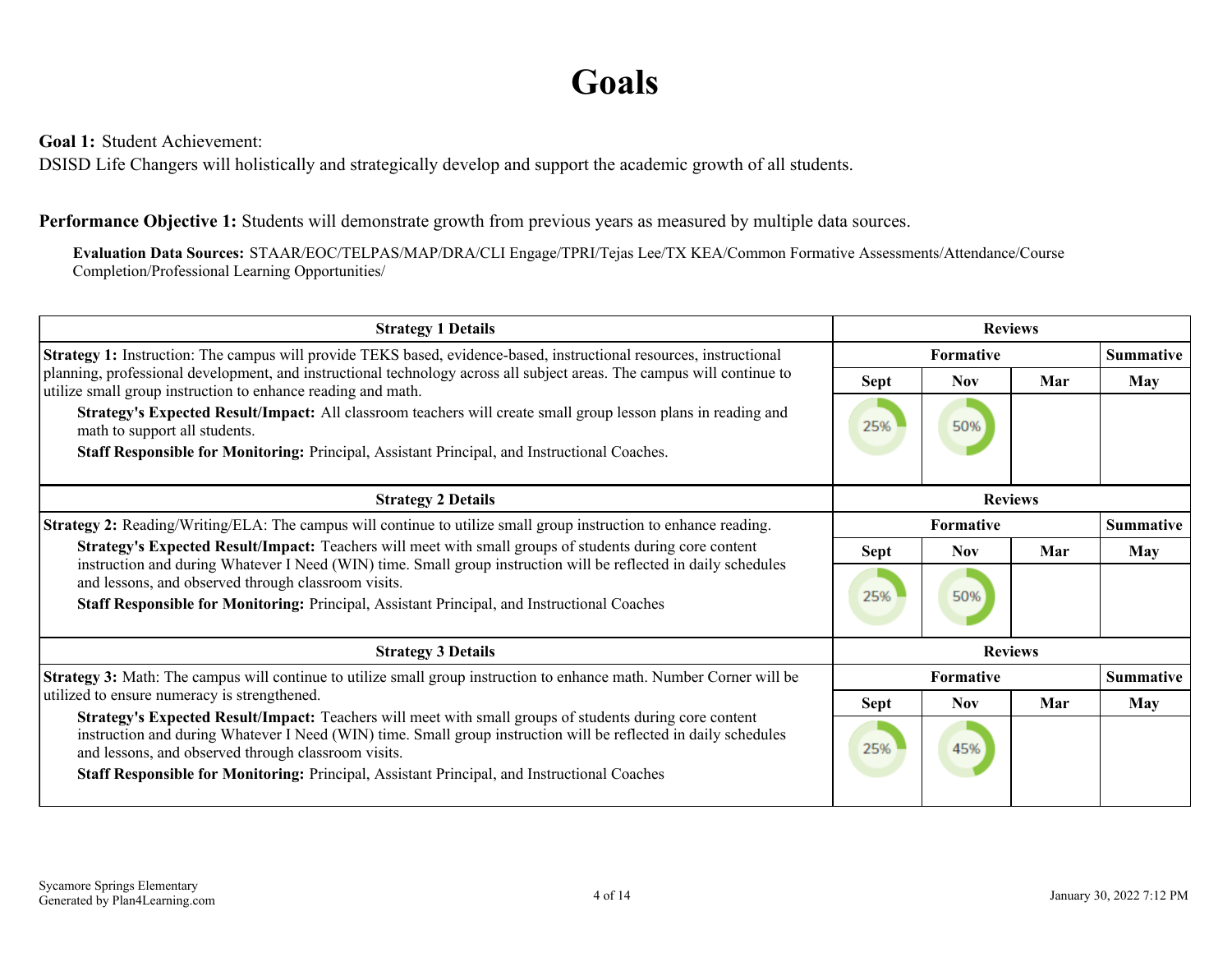# Goals

**Goal 1:** Student Achievement:
DSISD Life Changers will holistically and strategically develop and support the academic growth of all students.

**Performance Objective 1:** Students will demonstrate growth from previous years as measured by multiple data sources.

**Evaluation Data Sources:** STAAR/EOC/TELPAS/MAP/DRA/CLI Engage/TPRI/Tejas Lee/TX KEA/Common Formative Assessments/Attendance/Course Completion/Professional Learning Opportunities/

| Strategy 1 Details | Reviews | | | |
|---|---|---|---|---|
| | Formative | | | Summative |
| | Sept | Nov | Mar | May |
| **Strategy 1:** Instruction: The campus will provide TEKS based, evidence-based, instructional resources, instructional planning, professional development, and instructional technology across all subject areas. The campus will continue to utilize small group instruction to enhance reading and math.<br>**Strategy's Expected Result/Impact:** All classroom teachers will create small group lesson plans in reading and math to support all students.<br>**Staff Responsible for Monitoring:** Principal, Assistant Principal, and Instructional Coaches. | 25% | 50% | | |

| Strategy 2 Details | Reviews | | | |
|---|---|---|---|---|
| | Formative | | | Summative |
| | Sept | Nov | Mar | May |
| **Strategy 2:** Reading/Writing/ELA: The campus will continue to utilize small group instruction to enhance reading.<br>**Strategy's Expected Result/Impact:** Teachers will meet with small groups of students during core content instruction and during Whatever I Need (WIN) time. Small group instruction will be reflected in daily schedules and lessons, and observed through classroom visits.<br>**Staff Responsible for Monitoring:** Principal, Assistant Principal, and Instructional Coaches | 25% | 50% | | |

| Strategy 3 Details | Reviews | | | |
|---|---|---|---|---|
| | Formative | | | Summative |
| | Sept | Nov | Mar | May |
| **Strategy 3:** Math: The campus will continue to utilize small group instruction to enhance math. Number Corner will be utilized to ensure numeracy is strengthened.<br>**Strategy's Expected Result/Impact:** Teachers will meet with small groups of students during core content instruction and during Whatever I Need (WIN) time. Small group instruction will be reflected in daily schedules and lessons, and observed through classroom visits.<br>**Staff Responsible for Monitoring:** Principal, Assistant Principal, and Instructional Coaches | 25% | 45% | | |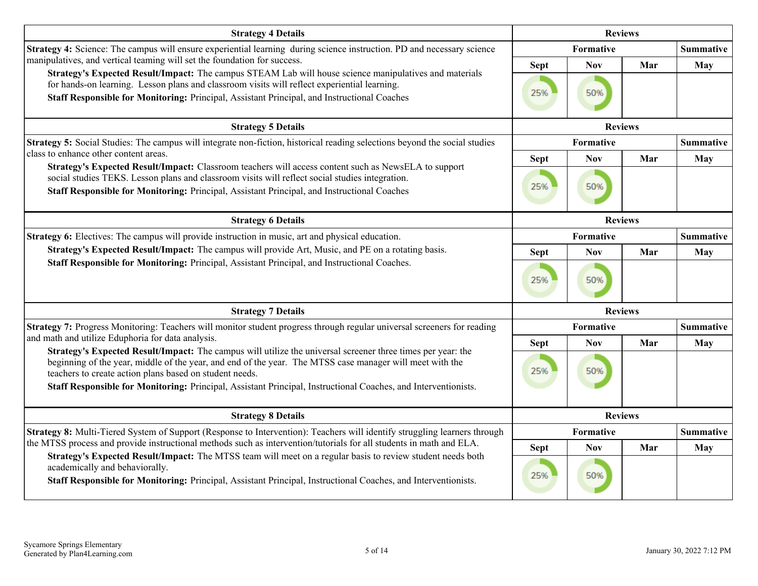| Strategy 4 Details | Reviews | | | |
|---|---|---|---|---|
| **Strategy 4:** Science: The campus will ensure experiential learning during science instruction. PD and necessary science manipulatives, and vertical teaming will set the foundation for success. **Strategy's Expected Result/Impact:** The campus STEAM Lab will house science manipulatives and materials for hands-on learning. Lesson plans and classroom visits will reflect experiential learning. **Staff Responsible for Monitoring:** Principal, Assistant Principal, and Instructional Coaches | Formative | | | Summative |
| | Sept | Nov | Mar | May |
| | 25% | 50% | | |

| Strategy 5 Details | Reviews | | | |
|---|---|---|---|---|
| **Strategy 5:** Social Studies: The campus will integrate non-fiction, historical reading selections beyond the social studies class to enhance other content areas. **Strategy's Expected Result/Impact:** Classroom teachers will access content such as NewsELA to support social studies TEKS. Lesson plans and classroom visits will reflect social studies integration. **Staff Responsible for Monitoring:** Principal, Assistant Principal, and Instructional Coaches | Formative | | | Summative |
| | Sept | Nov | Mar | May |
| | 25% | 50% | | |

| Strategy 6 Details | Reviews | | | |
|---|---|---|---|---|
| **Strategy 6:** Electives: The campus will provide instruction in music, art and physical education. **Strategy's Expected Result/Impact:** The campus will provide Art, Music, and PE on a rotating basis. **Staff Responsible for Monitoring:** Principal, Assistant Principal, and Instructional Coaches. | Formative | | | Summative |
| | Sept | Nov | Mar | May |
| | 25% | 50% | | |

| Strategy 7 Details | Reviews | | | |
|---|---|---|---|---|
| **Strategy 7:** Progress Monitoring: Teachers will monitor student progress through regular universal screeners for reading and math and utilize Eduphoria for data analysis. **Strategy's Expected Result/Impact:** The campus will utilize the universal screener three times per year: the beginning of the year, middle of the year, and end of the year. The MTSS case manager will meet with the teachers to create action plans based on student needs. **Staff Responsible for Monitoring:** Principal, Assistant Principal, Instructional Coaches, and Interventionists. | Formative | | | Summative |
| | Sept | Nov | Mar | May |
| | 25% | 50% | | |

| Strategy 8 Details | Reviews | | | |
|---|---|---|---|---|
| **Strategy 8:** Multi-Tiered System of Support (Response to Intervention): Teachers will identify struggling learners through the MTSS process and provide instructional methods such as intervention/tutorials for all students in math and ELA. **Strategy's Expected Result/Impact:** The MTSS team will meet on a regular basis to review student needs both academically and behaviorally. **Staff Responsible for Monitoring:** Principal, Assistant Principal, Instructional Coaches, and Interventionists. | Formative | | | Summative |
| | Sept | Nov | Mar | May |
| | 25% | 50% | | |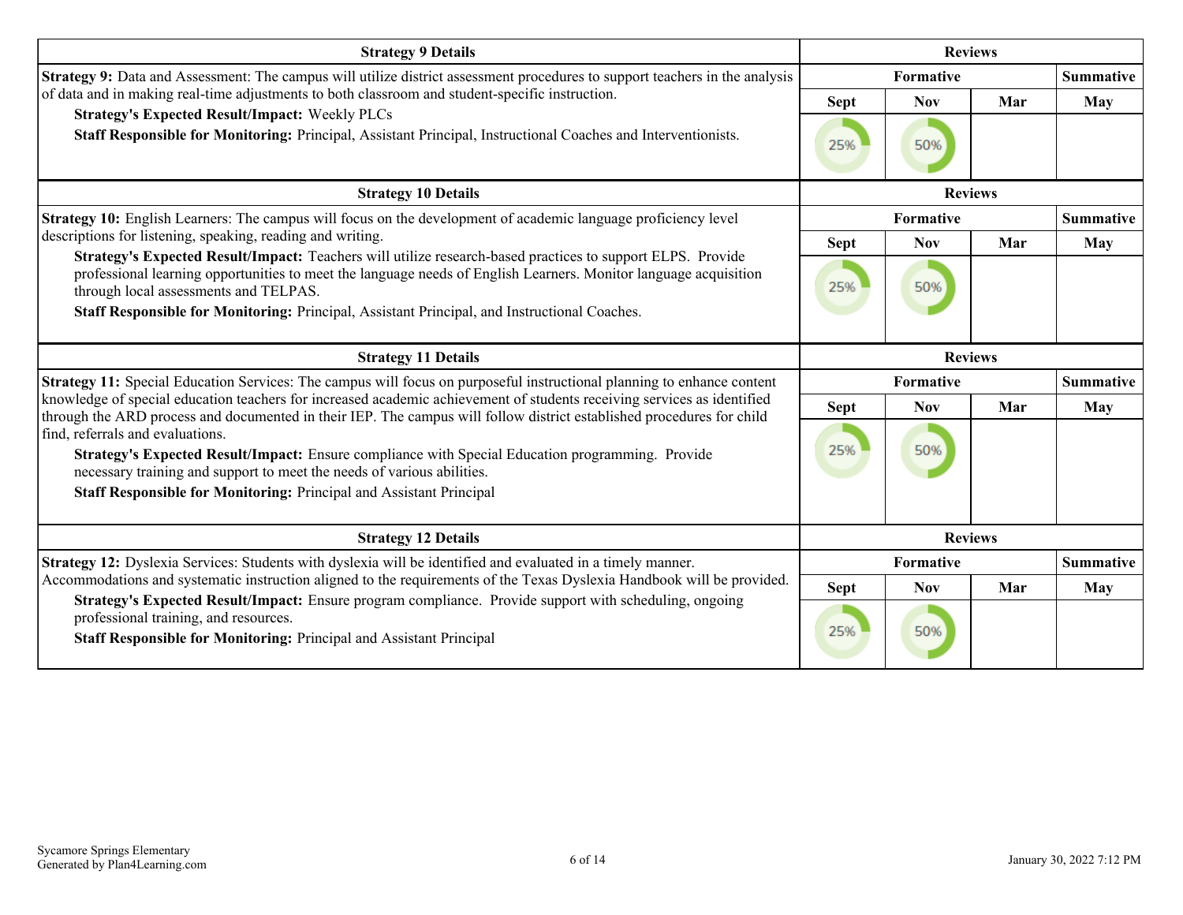| Strategy 9 Details | Reviews | | | |
|---|---|---|---|---|
| **Strategy 9:** Data and Assessment: The campus will utilize district assessment procedures to support teachers in the analysis of data and in making real-time adjustments to both classroom and student-specific instruction. | Formative | | | Summative |
| **Strategy's Expected Result/Impact:** Weekly PLCs<br>**Staff Responsible for Monitoring:** Principal, Assistant Principal, Instructional Coaches and Interventionists. | Sept | Nov | Mar | May |
| | 25% | 50% | | |

| Strategy 10 Details | Reviews | | | |
|---|---|---|---|---|
| **Strategy 10:** English Learners: The campus will focus on the development of academic language proficiency level descriptions for listening, speaking, reading and writing. | Formative | | | Summative |
| **Strategy's Expected Result/Impact:** Teachers will utilize research-based practices to support ELPS. Provide professional learning opportunities to meet the language needs of English Learners. Monitor language acquisition through local assessments and TELPAS.<br>**Staff Responsible for Monitoring:** Principal, Assistant Principal, and Instructional Coaches. | Sept | Nov | Mar | May |
| | 25% | 50% | | |

| Strategy 11 Details | Reviews | | | |
|---|---|---|---|---|
| **Strategy 11:** Special Education Services: The campus will focus on purposeful instructional planning to enhance content knowledge of special education teachers for increased academic achievement of students receiving services as identified through the ARD process and documented in their IEP. The campus will follow district established procedures for child find, referrals and evaluations. | Formative | | | Summative |
| **Strategy's Expected Result/Impact:** Ensure compliance with Special Education programming. Provide necessary training and support to meet the needs of various abilities.<br>**Staff Responsible for Monitoring:** Principal and Assistant Principal | Sept | Nov | Mar | May |
| | 25% | 50% | | |

| Strategy 12 Details | Reviews | | | |
|---|---|---|---|---|
| **Strategy 12:** Dyslexia Services: Students with dyslexia will be identified and evaluated in a timely manner. Accommodations and systematic instruction aligned to the requirements of the Texas Dyslexia Handbook will be provided. | Formative | | | Summative |
| **Strategy's Expected Result/Impact:** Ensure program compliance. Provide support with scheduling, ongoing professional training, and resources.<br>**Staff Responsible for Monitoring:** Principal and Assistant Principal | Sept | Nov | Mar | May |
| | 25% | 50% | | |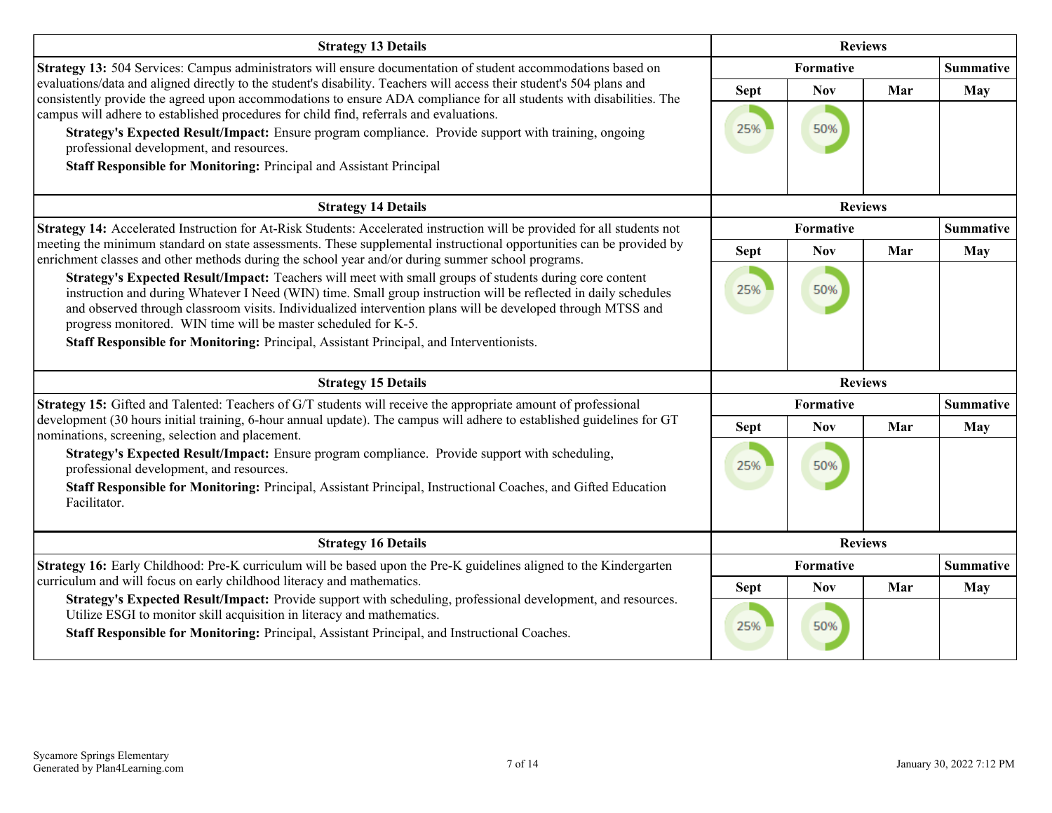| Strategy 13 Details | Reviews | | | |
|---|---|---|---|---|
| **Strategy 13:** 504 Services: Campus administrators will ensure documentation of student accommodations based on evaluations/data and aligned directly to the student's disability. Teachers will access their student's 504 plans and consistently provide the agreed upon accommodations to ensure ADA compliance for all students with disabilities. The campus will adhere to established procedures for child find, referrals and evaluations.<br>**Strategy's Expected Result/Impact:** Ensure program compliance. Provide support with training, ongoing professional development, and resources.<br>**Staff Responsible for Monitoring:** Principal and Assistant Principal | Formative | | | Summative |
| | Sept | Nov | Mar | May |
| | 25% | 50% | | |

| Strategy 14 Details | Reviews | | | |
|---|---|---|---|---|
| **Strategy 14:** Accelerated Instruction for At-Risk Students: Accelerated instruction will be provided for all students not meeting the minimum standard on state assessments. These supplemental instructional opportunities can be provided by enrichment classes and other methods during the school year and/or during summer school programs.<br>**Strategy's Expected Result/Impact:** Teachers will meet with small groups of students during core content instruction and during Whatever I Need (WIN) time. Small group instruction will be reflected in daily schedules and observed through classroom visits. Individualized intervention plans will be developed through MTSS and progress monitored. WIN time will be master scheduled for K-5.<br>**Staff Responsible for Monitoring:** Principal, Assistant Principal, and Interventionists. | Formative | | | Summative |
| | Sept | Nov | Mar | May |
| | 25% | 50% | | |

| Strategy 15 Details | Reviews | | | |
|---|---|---|---|---|
| **Strategy 15:** Gifted and Talented: Teachers of G/T students will receive the appropriate amount of professional development (30 hours initial training, 6-hour annual update). The campus will adhere to established guidelines for GT nominations, screening, selection and placement.<br>**Strategy's Expected Result/Impact:** Ensure program compliance. Provide support with scheduling, professional development, and resources.<br>**Staff Responsible for Monitoring:** Principal, Assistant Principal, Instructional Coaches, and Gifted Education Facilitator. | Formative | | | Summative |
| | Sept | Nov | Mar | May |
| | 25% | 50% | | |

| Strategy 16 Details | Reviews | | | |
|---|---|---|---|---|
| **Strategy 16:** Early Childhood: Pre-K curriculum will be based upon the Pre-K guidelines aligned to the Kindergarten curriculum and will focus on early childhood literacy and mathematics.<br>**Strategy's Expected Result/Impact:** Provide support with scheduling, professional development, and resources. Utilize ESGI to monitor skill acquisition in literacy and mathematics.<br>**Staff Responsible for Monitoring:** Principal, Assistant Principal, and Instructional Coaches. | Formative | | | Summative |
| | Sept | Nov | Mar | May |
| | 25% | 50% | | |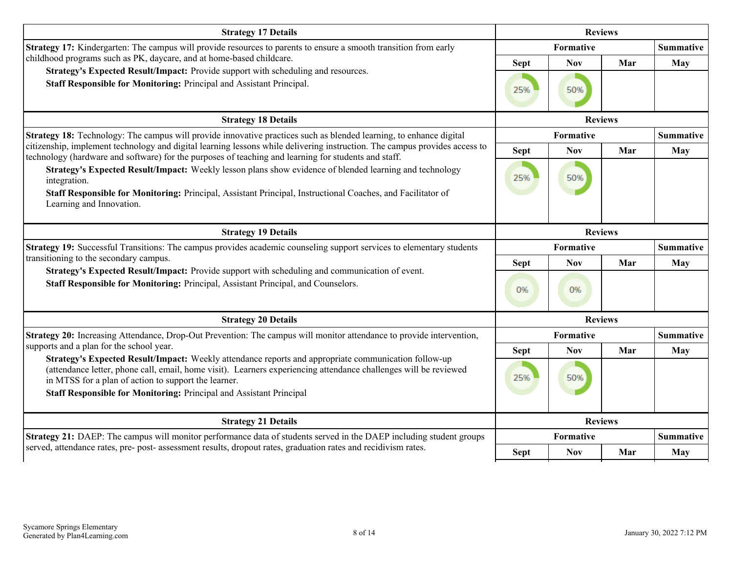| Strategy 17 Details | Reviews | | | |
|---|---|---|---|---|
| **Strategy 17:** Kindergarten: The campus will provide resources to parents to ensure a smooth transition from early childhood programs such as PK, daycare, and at home-based childcare.<br>**Strategy's Expected Result/Impact:** Provide support with scheduling and resources.<br>**Staff Responsible for Monitoring:** Principal and Assistant Principal. | Formative | | | Summative |
| | Sept | Nov | Mar | May |
| | 25% | 50% | | |

| Strategy 18 Details | Reviews | | | |
|---|---|---|---|---|
| **Strategy 18:** Technology: The campus will provide innovative practices such as blended learning, to enhance digital citizenship, implement technology and digital learning lessons while delivering instruction. The campus provides access to technology (hardware and software) for the purposes of teaching and learning for students and staff.<br>**Strategy's Expected Result/Impact:** Weekly lesson plans show evidence of blended learning and technology integration.<br>**Staff Responsible for Monitoring:** Principal, Assistant Principal, Instructional Coaches, and Facilitator of Learning and Innovation. | Formative | | | Summative |
| | Sept | Nov | Mar | May |
| | 25% | 50% | | |

| Strategy 19 Details | Reviews | | | |
|---|---|---|---|---|
| **Strategy 19:** Successful Transitions: The campus provides academic counseling support services to elementary students transitioning to the secondary campus.<br>**Strategy's Expected Result/Impact:** Provide support with scheduling and communication of event.<br>**Staff Responsible for Monitoring:** Principal, Assistant Principal, and Counselors. | Formative | | | Summative |
| | Sept | Nov | Mar | May |
| | 0% | 0% | | |

| Strategy 20 Details | Reviews | | | |
|---|---|---|---|---|
| **Strategy 20:** Increasing Attendance, Drop-Out Prevention: The campus will monitor attendance to provide intervention, supports and a plan for the school year.<br>**Strategy's Expected Result/Impact:** Weekly attendance reports and appropriate communication follow-up (attendance letter, phone call, email, home visit). Learners experiencing attendance challenges will be reviewed in MTSS for a plan of action to support the learner.<br>**Staff Responsible for Monitoring:** Principal and Assistant Principal | Formative | | | Summative |
| | Sept | Nov | Mar | May |
| | 25% | 50% | | |

| Strategy 21 Details | Reviews | | | |
|---|---|---|---|---|
| **Strategy 21:** DAEP: The campus will monitor performance data of students served in the DAEP including student groups served, attendance rates, pre- post- assessment results, dropout rates, graduation rates and recidivism rates. | Formative | | | Summative |
| | Sept | Nov | Mar | May |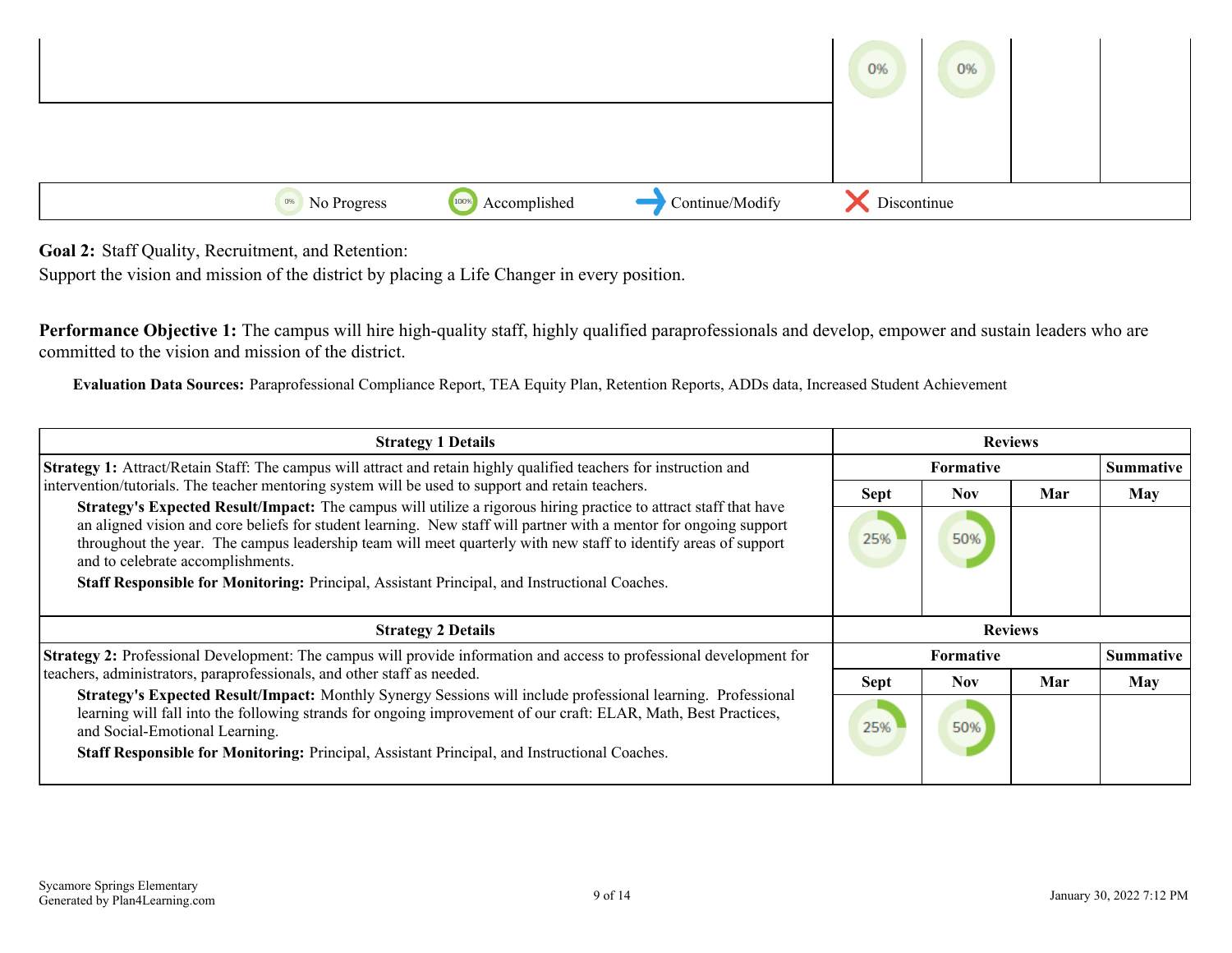| | Sept | Nov | Mar | May |
|---|---|---|---|---|
| | 0% | 0% | | |

0% No Progress | 100% Accomplished | → Continue/Modify | ✗ Discontinue

**Goal 2:** Staff Quality, Recruitment, and Retention:
Support the vision and mission of the district by placing a Life Changer in every position.

**Performance Objective 1:** The campus will hire high-quality staff, highly qualified paraprofessionals and develop, empower and sustain leaders who are committed to the vision and mission of the district.

**Evaluation Data Sources:** Paraprofessional Compliance Report, TEA Equity Plan, Retention Reports, ADDs data, Increased Student Achievement

| Strategy 1 Details | Reviews | | | |
|---|---|---|---|---|
| | Formative | | | Summative |
| | Sept | Nov | Mar | May |
| **Strategy 1:** Attract/Retain Staff: The campus will attract and retain highly qualified teachers for instruction and intervention/tutorials. The teacher mentoring system will be used to support and retain teachers.<br>**Strategy's Expected Result/Impact:** The campus will utilize a rigorous hiring practice to attract staff that have an aligned vision and core beliefs for student learning. New staff will partner with a mentor for ongoing support throughout the year. The campus leadership team will meet quarterly with new staff to identify areas of support and to celebrate accomplishments.<br>**Staff Responsible for Monitoring:** Principal, Assistant Principal, and Instructional Coaches. | 25% | 50% | | |

| Strategy 2 Details | Reviews | | | |
|---|---|---|---|---|
| | Formative | | | Summative |
| | Sept | Nov | Mar | May |
| **Strategy 2:** Professional Development: The campus will provide information and access to professional development for teachers, administrators, paraprofessionals, and other staff as needed.<br>**Strategy's Expected Result/Impact:** Monthly Synergy Sessions will include professional learning. Professional learning will fall into the following strands for ongoing improvement of our craft: ELAR, Math, Best Practices, and Social-Emotional Learning.<br>**Staff Responsible for Monitoring:** Principal, Assistant Principal, and Instructional Coaches. | 25% | 50% | | |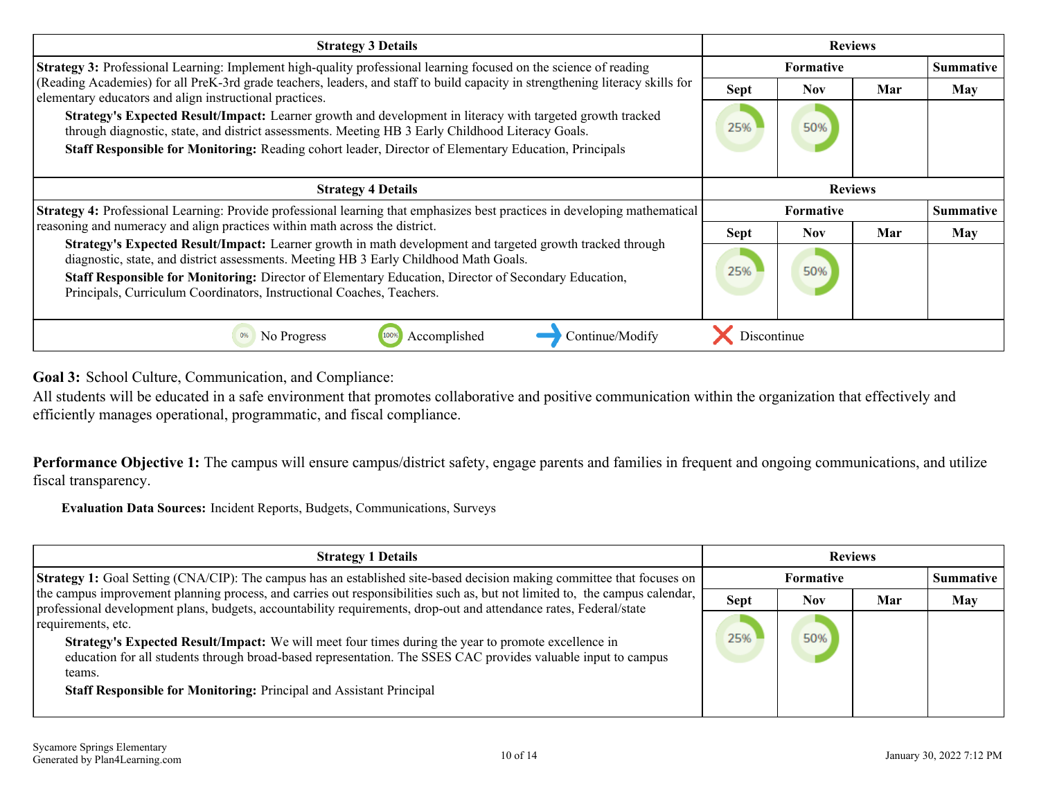| Strategy 3 Details | Reviews | | | |
|---|---|---|---|---|
| | Formative | | | Summative |
| **Strategy 3:** Professional Learning: Implement high-quality professional learning focused on the science of reading (Reading Academies) for all PreK-3rd grade teachers, leaders, and staff to build capacity in strengthening literacy skills for elementary educators and align instructional practices.<br>**Strategy's Expected Result/Impact:** Learner growth and development in literacy with targeted growth tracked through diagnostic, state, and district assessments. Meeting HB 3 Early Childhood Literacy Goals.<br>**Staff Responsible for Monitoring:** Reading cohort leader, Director of Elementary Education, Principals | Sept | Nov | Mar | May |
| | 25% | 50% | | |

| Strategy 4 Details | Reviews | | | |
|---|---|---|---|---|
| | Formative | | | Summative |
| **Strategy 4:** Professional Learning: Provide professional learning that emphasizes best practices in developing mathematical reasoning and numeracy and align practices within math across the district.<br>**Strategy's Expected Result/Impact:** Learner growth in math development and targeted growth tracked through diagnostic, state, and district assessments. Meeting HB 3 Early Childhood Math Goals.<br>**Staff Responsible for Monitoring:** Director of Elementary Education, Director of Secondary Education, Principals, Curriculum Coordinators, Instructional Coaches, Teachers. | Sept | Nov | Mar | May |
| | 25% | 50% | | |

0% No Progress | 100% Accomplished | Continue/Modify | Discontinue

**Goal 3:** School Culture, Communication, and Compliance:
All students will be educated in a safe environment that promotes collaborative and positive communication within the organization that effectively and efficiently manages operational, programmatic, and fiscal compliance.

**Performance Objective 1:** The campus will ensure campus/district safety, engage parents and families in frequent and ongoing communications, and utilize fiscal transparency.

**Evaluation Data Sources:** Incident Reports, Budgets, Communications, Surveys

| Strategy 1 Details | Reviews | | | |
|---|---|---|---|---|
| | Formative | | | Summative |
| **Strategy 1:** Goal Setting (CNA/CIP): The campus has an established site-based decision making committee that focuses on the campus improvement planning process, and carries out responsibilities such as, but not limited to, the campus calendar, professional development plans, budgets, accountability requirements, drop-out and attendance rates, Federal/state requirements, etc.<br>**Strategy's Expected Result/Impact:** We will meet four times during the year to promote excellence in education for all students through broad-based representation. The SSES CAC provides valuable input to campus teams.<br>**Staff Responsible for Monitoring:** Principal and Assistant Principal | Sept | Nov | Mar | May |
| | 25% | 50% | | |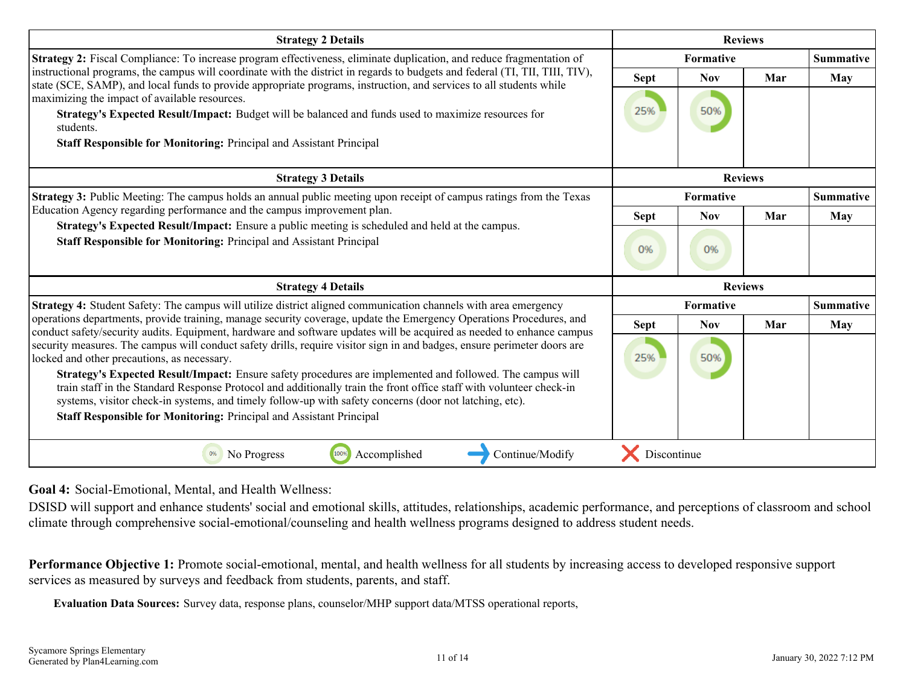| Strategy 2 Details | Reviews | | | |
|---|---|---|---|---|
| **Strategy 2:** Fiscal Compliance: To increase program effectiveness, eliminate duplication, and reduce fragmentation of instructional programs, the campus will coordinate with the district in regards to budgets and federal (TI, TII, TIII, TIV), state (SCE, SAMP), and local funds to provide appropriate programs, instruction, and services to all students while maximizing the impact of available resources.<br>**Strategy's Expected Result/Impact:** Budget will be balanced and funds used to maximize resources for students.<br>**Staff Responsible for Monitoring:** Principal and Assistant Principal | Formative | | | Summative |
| | Sept | Nov | Mar | May |
| | 25% | 50% | | |

| Strategy 3 Details | Reviews | | | |
|---|---|---|---|---|
| **Strategy 3:** Public Meeting: The campus holds an annual public meeting upon receipt of campus ratings from the Texas Education Agency regarding performance and the campus improvement plan.<br>**Strategy's Expected Result/Impact:** Ensure a public meeting is scheduled and held at the campus.<br>**Staff Responsible for Monitoring:** Principal and Assistant Principal | Formative | | | Summative |
| | Sept | Nov | Mar | May |
| | 0% | 0% | | |

| Strategy 4 Details | Reviews | | | |
|---|---|---|---|---|
| **Strategy 4:** Student Safety: The campus will utilize district aligned communication channels with area emergency operations departments, provide training, manage security coverage, update the Emergency Operations Procedures, and conduct safety/security audits. Equipment, hardware and software updates will be acquired as needed to enhance campus security measures. The campus will conduct safety drills, require visitor sign in and badges, ensure perimeter doors are locked and other precautions, as necessary.<br>**Strategy's Expected Result/Impact:** Ensure safety procedures are implemented and followed. The campus will train staff in the Standard Response Protocol and additionally train the front office staff with volunteer check-in systems, visitor check-in systems, and timely follow-up with safety concerns (door not latching, etc).<br>**Staff Responsible for Monitoring:** Principal and Assistant Principal | Formative | | | Summative |
| | Sept | Nov | Mar | May |
| | 25% | 50% | | |

0% No Progress | 100% Accomplished | Continue/Modify | Discontinue

**Goal 4:** Social-Emotional, Mental, and Health Wellness:

DSISD will support and enhance students' social and emotional skills, attitudes, relationships, academic performance, and perceptions of classroom and school climate through comprehensive social-emotional/counseling and health wellness programs designed to address student needs.

**Performance Objective 1:** Promote social-emotional, mental, and health wellness for all students by increasing access to developed responsive support services as measured by surveys and feedback from students, parents, and staff.

**Evaluation Data Sources:** Survey data, response plans, counselor/MHP support data/MTSS operational reports,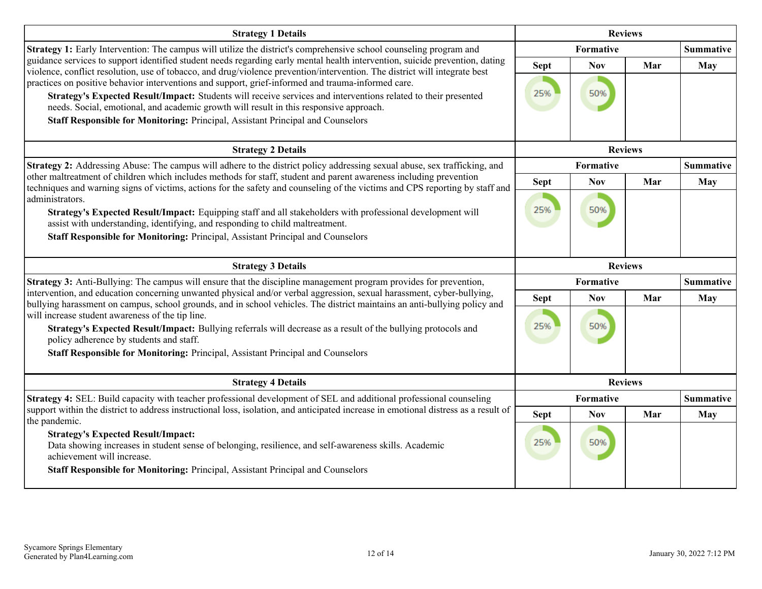| Strategy 1 Details | Reviews | | | |
|---|---|---|---|---|
| **Strategy 1:** Early Intervention: The campus will utilize the district's comprehensive school counseling program and guidance services to support identified student needs regarding early mental health intervention, suicide prevention, dating violence, conflict resolution, use of tobacco, and drug/violence prevention/intervention. The district will integrate best practices on positive behavior interventions and support, grief-informed and trauma-informed care. **Strategy's Expected Result/Impact:** Students will receive services and interventions related to their presented needs. Social, emotional, and academic growth will result in this responsive approach. **Staff Responsible for Monitoring:** Principal, Assistant Principal and Counselors | **Formative** | | | **Summative** |
| | **Sept** | **Nov** | **Mar** | **May** |
| | 25% | 50% | | |

| Strategy 2 Details | Reviews | | | |
|---|---|---|---|---|
| **Strategy 2:** Addressing Abuse: The campus will adhere to the district policy addressing sexual abuse, sex trafficking, and other maltreatment of children which includes methods for staff, student and parent awareness including prevention techniques and warning signs of victims, actions for the safety and counseling of the victims and CPS reporting by staff and administrators. **Strategy's Expected Result/Impact:** Equipping staff and all stakeholders with professional development will assist with understanding, identifying, and responding to child maltreatment. **Staff Responsible for Monitoring:** Principal, Assistant Principal and Counselors | **Formative** | | | **Summative** |
| | **Sept** | **Nov** | **Mar** | **May** |
| | 25% | 50% | | |

| Strategy 3 Details | Reviews | | | |
|---|---|---|---|---|
| **Strategy 3:** Anti-Bullying: The campus will ensure that the discipline management program provides for prevention, intervention, and education concerning unwanted physical and/or verbal aggression, sexual harassment, cyber-bullying, bullying harassment on campus, school grounds, and in school vehicles. The district maintains an anti-bullying policy and will increase student awareness of the tip line. **Strategy's Expected Result/Impact:** Bullying referrals will decrease as a result of the bullying protocols and policy adherence by students and staff. **Staff Responsible for Monitoring:** Principal, Assistant Principal and Counselors | **Formative** | | | **Summative** |
| | **Sept** | **Nov** | **Mar** | **May** |
| | 25% | 50% | | |

| Strategy 4 Details | Reviews | | | |
|---|---|---|---|---|
| **Strategy 4:** SEL: Build capacity with teacher professional development of SEL and additional professional counseling support within the district to address instructional loss, isolation, and anticipated increase in emotional distress as a result of the pandemic. **Strategy's Expected Result/Impact:** Data showing increases in student sense of belonging, resilience, and self-awareness skills. Academic achievement will increase. **Staff Responsible for Monitoring:** Principal, Assistant Principal and Counselors | **Formative** | | | **Summative** |
| | **Sept** | **Nov** | **Mar** | **May** |
| | 25% | 50% | | |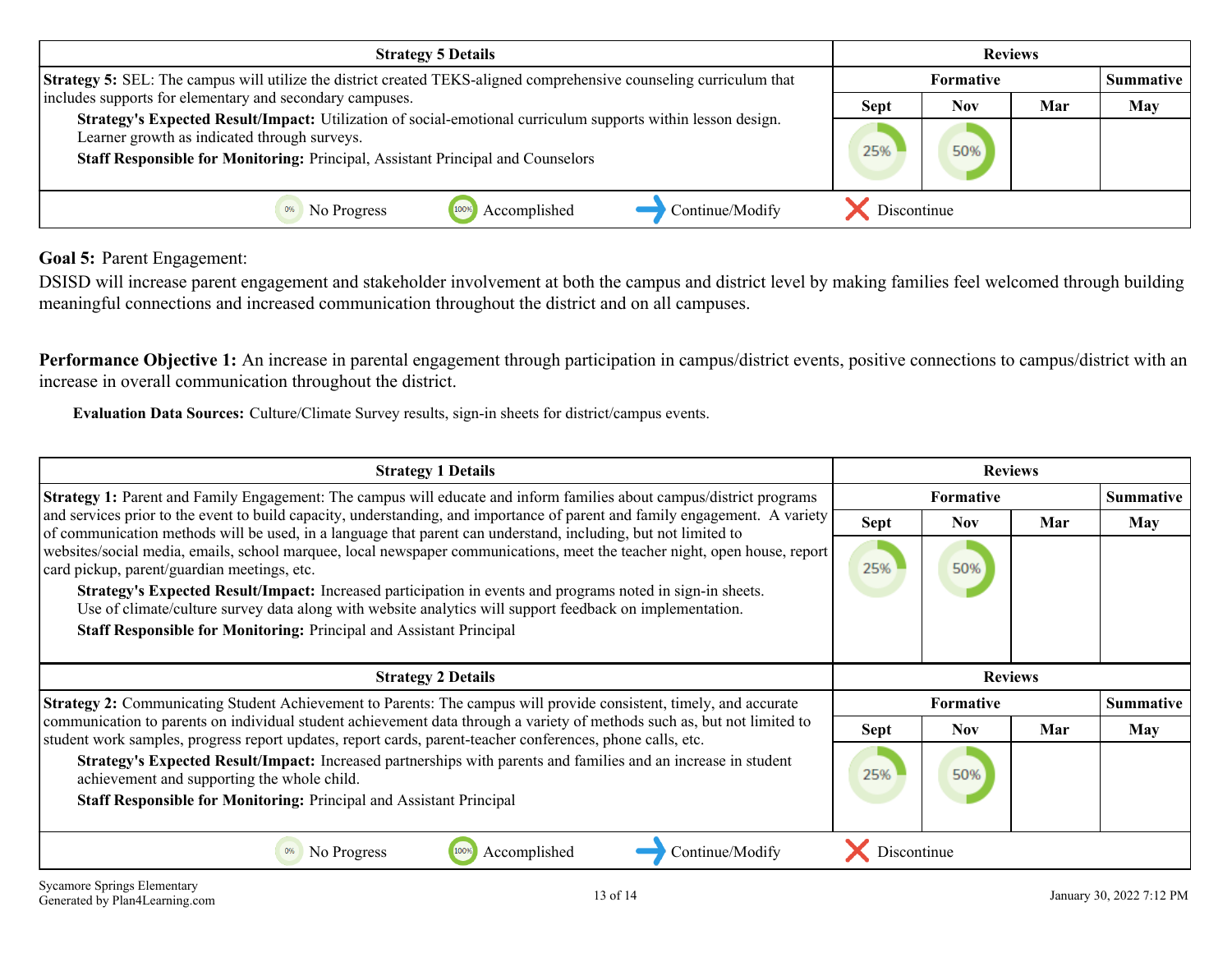| Strategy 5 Details | Reviews | | | |
|---|---|---|---|---|
| | Formative | | | Summative |
| | Sept | Nov | Mar | May |
| **Strategy 5:** SEL: The campus will utilize the district created TEKS-aligned comprehensive counseling curriculum that includes supports for elementary and secondary campuses.<br>**Strategy's Expected Result/Impact:** Utilization of social-emotional curriculum supports within lesson design. Learner growth as indicated through surveys.<br>**Staff Responsible for Monitoring:** Principal, Assistant Principal and Counselors | 25% | 50% | | |

0% No Progress | 100% Accomplished | Continue/Modify | Discontinue

**Goal 5:** Parent Engagement:

DSISD will increase parent engagement and stakeholder involvement at both the campus and district level by making families feel welcomed through building meaningful connections and increased communication throughout the district and on all campuses.

**Performance Objective 1:** An increase in parental engagement through participation in campus/district events, positive connections to campus/district with an increase in overall communication throughout the district.

**Evaluation Data Sources:** Culture/Climate Survey results, sign-in sheets for district/campus events.

| Strategy 1 Details | Reviews | | | |
|---|---|---|---|---|
| | Formative | | | Summative |
| | Sept | Nov | Mar | May |
| **Strategy 1:** Parent and Family Engagement: The campus will educate and inform families about campus/district programs and services prior to the event to build capacity, understanding, and importance of parent and family engagement. A variety of communication methods will be used, in a language that parent can understand, including, but not limited to websites/social media, emails, school marquee, local newspaper communications, meet the teacher night, open house, report card pickup, parent/guardian meetings, etc.<br>**Strategy's Expected Result/Impact:** Increased participation in events and programs noted in sign-in sheets. Use of climate/culture survey data along with website analytics will support feedback on implementation.<br>**Staff Responsible for Monitoring:** Principal and Assistant Principal | 25% | 50% | | |

| Strategy 2 Details | Reviews | | | |
|---|---|---|---|---|
| | Formative | | | Summative |
| | Sept | Nov | Mar | May |
| **Strategy 2:** Communicating Student Achievement to Parents: The campus will provide consistent, timely, and accurate communication to parents on individual student achievement data through a variety of methods such as, but not limited to student work samples, progress report updates, report cards, parent-teacher conferences, phone calls, etc.<br>**Strategy's Expected Result/Impact:** Increased partnerships with parents and families and an increase in student achievement and supporting the whole child.<br>**Staff Responsible for Monitoring:** Principal and Assistant Principal | 25% | 50% | | |

0% No Progress | 100% Accomplished | Continue/Modify | Discontinue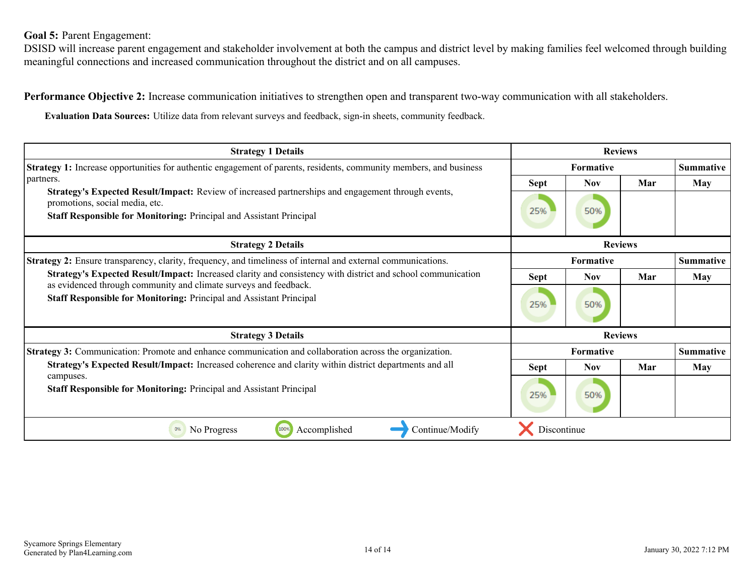**Goal 5:** Parent Engagement:
DSISD will increase parent engagement and stakeholder involvement at both the campus and district level by making families feel welcomed through building meaningful connections and increased communication throughout the district and on all campuses.

**Performance Objective 2:** Increase communication initiatives to strengthen open and transparent two-way communication with all stakeholders.

**Evaluation Data Sources:** Utilize data from relevant surveys and feedback, sign-in sheets, community feedback.

| Strategy 1 Details | Reviews | | | |
|---|---|---|---|---|
| | Formative | | | Summative |
| | Sept | Nov | Mar | May |
| **Strategy 1:** Increase opportunities for authentic engagement of parents, residents, community members, and business partners.<br>**Strategy's Expected Result/Impact:** Review of increased partnerships and engagement through events, promotions, social media, etc.<br>**Staff Responsible for Monitoring:** Principal and Assistant Principal | 25% | 50% | | |

| Strategy 2 Details | Reviews | | | |
|---|---|---|---|---|
| | Formative | | | Summative |
| | Sept | Nov | Mar | May |
| **Strategy 2:** Ensure transparency, clarity, frequency, and timeliness of internal and external communications.<br>**Strategy's Expected Result/Impact:** Increased clarity and consistency with district and school communication as evidenced through community and climate surveys and feedback.<br>**Staff Responsible for Monitoring:** Principal and Assistant Principal | 25% | 50% | | |

| Strategy 3 Details | Reviews | | | |
|---|---|---|---|---|
| | Formative | | | Summative |
| | Sept | Nov | Mar | May |
| **Strategy 3:** Communication: Promote and enhance communication and collaboration across the organization.<br>**Strategy's Expected Result/Impact:** Increased coherence and clarity within district departments and all campuses.<br>**Staff Responsible for Monitoring:** Principal and Assistant Principal | 25% | 50% | | |

0% No Progress | 100% Accomplished | Continue/Modify | Discontinue